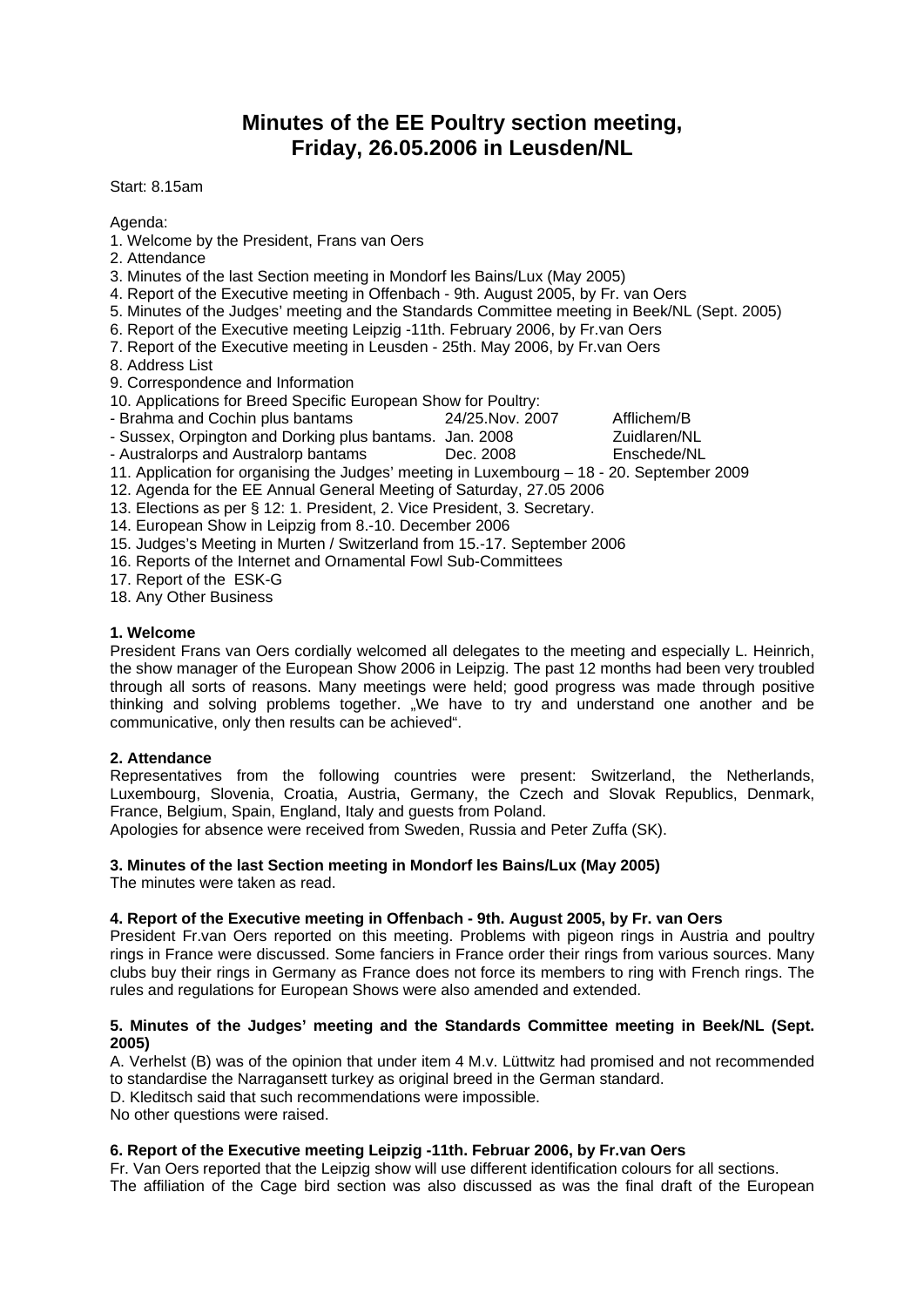# Minutes of the EE Poultry section meeting, Friday, 26.05.2006 in Leusden/NL

Start: 8.15am

Agenda:

1. Welcome by the President, Frans van Oers
2. Attendance
3. Minutes of the last Section meeting in Mondorf les Bains/Lux (May 2005)
4. Report of the Executive meeting in Offenbach - 9th. August 2005, by Fr. van Oers
5. Minutes of the Judges' meeting and the Standards Committee meeting in Beek/NL (Sept. 2005)
6. Report of the Executive meeting Leipzig -11th. February 2006, by Fr.van Oers
7. Report of the Executive meeting in Leusden - 25th. May 2006, by Fr.van Oers
8. Address List
9. Correspondence and Information
10. Applications for Breed Specific European Show for Poultry:

| | | |
|---|---|---|
| - Brahma and Cochin plus bantams | 24/25.Nov. 2007 | Afflichem/B |
| - Sussex, Orpington and Dorking plus bantams. | Jan. 2008 | Zuidlaren/NL |
| - Australorps and Australorp bantams | Dec. 2008 | Enschede/NL |

11. Application for organising the Judges' meeting in Luxembourg – 18 - 20. September 2009
12. Agenda for the EE Annual General Meeting of Saturday, 27.05 2006
13. Elections as per § 12: 1. President, 2. Vice President, 3. Secretary.
14. European Show in Leipzig from 8.-10. December 2006
15. Judges's Meeting in Murten / Switzerland from 15.-17. September 2006
16. Reports of the Internet and Ornamental Fowl Sub-Committees
17. Report of the ESK-G
18. Any Other Business

**1. Welcome**

President Frans van Oers cordially welcomed all delegates to the meeting and especially L. Heinrich, the show manager of the European Show 2006 in Leipzig. The past 12 months had been very troubled through all sorts of reasons. Many meetings were held; good progress was made through positive thinking and solving problems together. „We have to try and understand one another and be communicative, only then results can be achieved".

**2. Attendance**

Representatives from the following countries were present: Switzerland, the Netherlands, Luxembourg, Slovenia, Croatia, Austria, Germany, the Czech and Slovak Republics, Denmark, France, Belgium, Spain, England, Italy and guests from Poland.

Apologies for absence were received from Sweden, Russia and Peter Zuffa (SK).

**3. Minutes of the last Section meeting in Mondorf les Bains/Lux (May 2005)**

The minutes were taken as read.

**4. Report of the Executive meeting in Offenbach - 9th. August 2005, by Fr. van Oers**

President Fr.van Oers reported on this meeting. Problems with pigeon rings in Austria and poultry rings in France were discussed. Some fanciers in France order their rings from various sources. Many clubs buy their rings in Germany as France does not force its members to ring with French rings. The rules and regulations for European Shows were also amended and extended.

**5. Minutes of the Judges' meeting and the Standards Committee meeting in Beek/NL (Sept. 2005)**

A. Verhelst (B) was of the opinion that under item 4 M.v. Lüttwitz had promised and not recommended to standardise the Narragansett turkey as original breed in the German standard.

D. Kleditsch said that such recommendations were impossible.

No other questions were raised.

**6. Report of the Executive meeting Leipzig -11th. Februar 2006, by Fr.van Oers**

Fr. Van Oers reported that the Leipzig show will use different identification colours for all sections.

The affiliation of the Cage bird section was also discussed as was the final draft of the European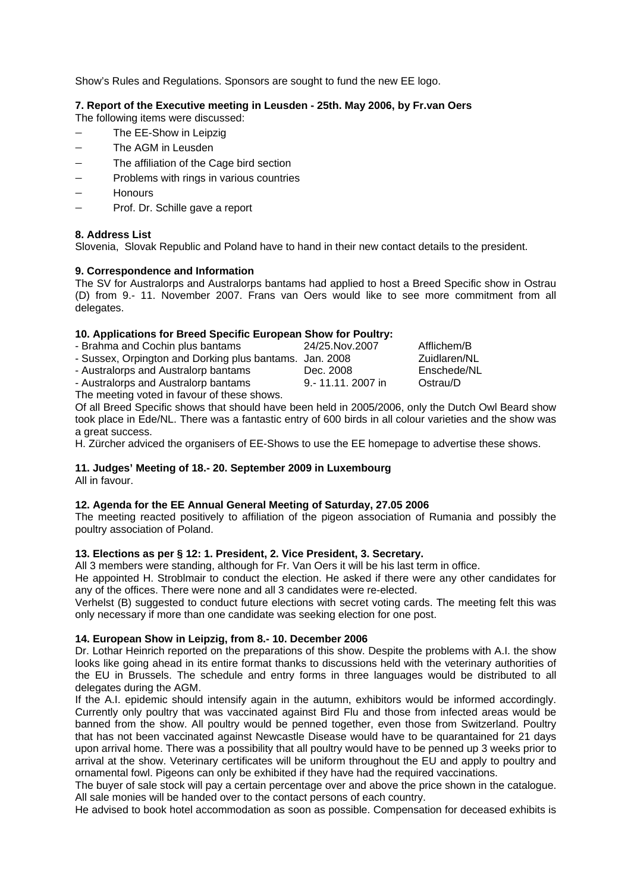Show's Rules and Regulations. Sponsors are sought to fund the new EE logo.

**7. Report of the Executive meeting in Leusden - 25th. May 2006, by Fr.van Oers**

The following items were discussed:

- The EE-Show in Leipzig
- The AGM in Leusden
- The affiliation of the Cage bird section
- Problems with rings in various countries
- Honours
- Prof. Dr. Schille gave a report

**8. Address List**

Slovenia, Slovak Republic and Poland have to hand in their new contact details to the president.

**9. Correspondence and Information**

The SV for Australorps and Australorps bantams had applied to host a Breed Specific show in Ostrau (D) from 9.- 11. November 2007. Frans van Oers would like to see more commitment from all delegates.

**10. Applications for Breed Specific European Show for Poultry:**

| | | |
|---|---|---|
| - Brahma and Cochin plus bantams | 24/25.Nov.2007 | Afflichem/B |
| - Sussex, Orpington and Dorking plus bantams. | Jan. 2008 | Zuidlaren/NL |
| - Australorps and Australorp bantams | Dec. 2008 | Enschede/NL |
| - Australorps and Australorp bantams | 9.- 11.11. 2007 in | Ostrau/D |

The meeting voted in favour of these shows.

Of all Breed Specific shows that should have been held in 2005/2006, only the Dutch Owl Beard show took place in Ede/NL. There was a fantastic entry of 600 birds in all colour varieties and the show was a great success.

H. Zürcher adviced the organisers of EE-Shows to use the EE homepage to advertise these shows.

**11. Judges' Meeting of 18.- 20. September 2009 in Luxembourg**

All in favour.

**12. Agenda for the EE Annual General Meeting of Saturday, 27.05 2006**

The meeting reacted positively to affiliation of the pigeon association of Rumania and possibly the poultry association of Poland.

**13. Elections as per § 12: 1. President, 2. Vice President, 3. Secretary.**

All 3 members were standing, although for Fr. Van Oers it will be his last term in office.

He appointed H. Stroblmair to conduct the election. He asked if there were any other candidates for any of the offices. There were none and all 3 candidates were re-elected.

Verhelst (B) suggested to conduct future elections with secret voting cards. The meeting felt this was only necessary if more than one candidate was seeking election for one post.

**14. European Show in Leipzig, from 8.- 10. December 2006**

Dr. Lothar Heinrich reported on the preparations of this show. Despite the problems with A.I. the show looks like going ahead in its entire format thanks to discussions held with the veterinary authorities of the EU in Brussels. The schedule and entry forms in three languages would be distributed to all delegates during the AGM.

If the A.I. epidemic should intensify again in the autumn, exhibitors would be informed accordingly. Currently only poultry that was vaccinated against Bird Flu and those from infected areas would be banned from the show. All poultry would be penned together, even those from Switzerland. Poultry that has not been vaccinated against Newcastle Disease would have to be quarantained for 21 days upon arrival home. There was a possibility that all poultry would have to be penned up 3 weeks prior to arrival at the show. Veterinary certificates will be uniform throughout the EU and apply to poultry and ornamental fowl. Pigeons can only be exhibited if they have had the required vaccinations.

The buyer of sale stock will pay a certain percentage over and above the price shown in the catalogue. All sale monies will be handed over to the contact persons of each country.

He advised to book hotel accommodation as soon as possible. Compensation for deceased exhibits is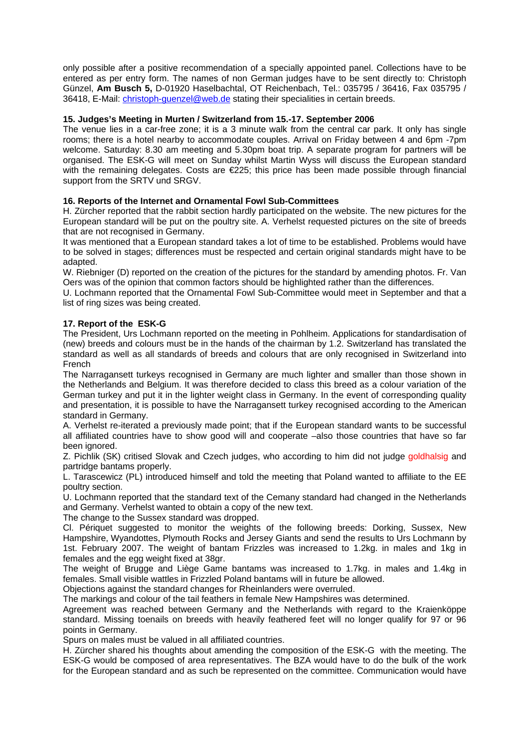only possible after a positive recommendation of a specially appointed panel. Collections have to be entered as per entry form. The names of non German judges have to be sent directly to: Christoph Günzel, **Am Busch 5,** D-01920 Haselbachtal, OT Reichenbach, Tel.: 035795 / 36416, Fax 035795 / 36418, E-Mail: christoph-guenzel@web.de stating their specialities in certain breeds.

**15. Judges's Meeting in Murten / Switzerland from 15.-17. September 2006**

The venue lies in a car-free zone; it is a 3 minute walk from the central car park. It only has single rooms; there is a hotel nearby to accommodate couples. Arrival on Friday between 4 and 6pm -7pm welcome. Saturday: 8.30 am meeting and 5.30pm boat trip. A separate program for partners will be organised. The ESK-G will meet on Sunday whilst Martin Wyss will discuss the European standard with the remaining delegates. Costs are €225; this price has been made possible through financial support from the SRTV und SRGV.

**16. Reports of the Internet and Ornamental Fowl Sub-Committees**

H. Zürcher reported that the rabbit section hardly participated on the website. The new pictures for the European standard will be put on the poultry site. A. Verhelst requested pictures on the site of breeds that are not recognised in Germany.

It was mentioned that a European standard takes a lot of time to be established. Problems would have to be solved in stages; differences must be respected and certain original standards might have to be adapted.

W. Riebniger (D) reported on the creation of the pictures for the standard by amending photos. Fr. Van Oers was of the opinion that common factors should be highlighted rather than the differences.

U. Lochmann reported that the Ornamental Fowl Sub-Committee would meet in September and that a list of ring sizes was being created.

**17. Report of the ESK-G**

The President, Urs Lochmann reported on the meeting in Pohlheim. Applications for standardisation of (new) breeds and colours must be in the hands of the chairman by 1.2. Switzerland has translated the standard as well as all standards of breeds and colours that are only recognised in Switzerland into French

The Narragansett turkeys recognised in Germany are much lighter and smaller than those shown in the Netherlands and Belgium. It was therefore decided to class this breed as a colour variation of the German turkey and put it in the lighter weight class in Germany. In the event of corresponding quality and presentation, it is possible to have the Narragansett turkey recognised according to the American standard in Germany.

A. Verhelst re-iterated a previously made point; that if the European standard wants to be successful all affiliated countries have to show good will and cooperate –also those countries that have so far been ignored.

Z. Pichlik (SK) critised Slovak and Czech judges, who according to him did not judge goldhalsig and partridge bantams properly.

L. Tarascewicz (PL) introduced himself and told the meeting that Poland wanted to affiliate to the EE poultry section.

U. Lochmann reported that the standard text of the Cemany standard had changed in the Netherlands and Germany. Verhelst wanted to obtain a copy of the new text.

The change to the Sussex standard was dropped.

Cl. Périquet suggested to monitor the weights of the following breeds: Dorking, Sussex, New Hampshire, Wyandottes, Plymouth Rocks and Jersey Giants and send the results to Urs Lochmann by 1st. February 2007. The weight of bantam Frizzles was increased to 1.2kg. in males and 1kg in females and the egg weight fixed at 38gr.

The weight of Brugge and Liège Game bantams was increased to 1.7kg. in males and 1.4kg in females. Small visible wattles in Frizzled Poland bantams will in future be allowed.

Objections against the standard changes for Rheinlanders were overruled.

The markings and colour of the tail feathers in female New Hampshires was determined.

Agreement was reached between Germany and the Netherlands with regard to the Kraienköppe standard. Missing toenails on breeds with heavily feathered feet will no longer qualify for 97 or 96 points in Germany.

Spurs on males must be valued in all affiliated countries.

H. Zürcher shared his thoughts about amending the composition of the ESK-G with the meeting. The ESK-G would be composed of area representatives. The BZA would have to do the bulk of the work for the European standard and as such be represented on the committee. Communication would have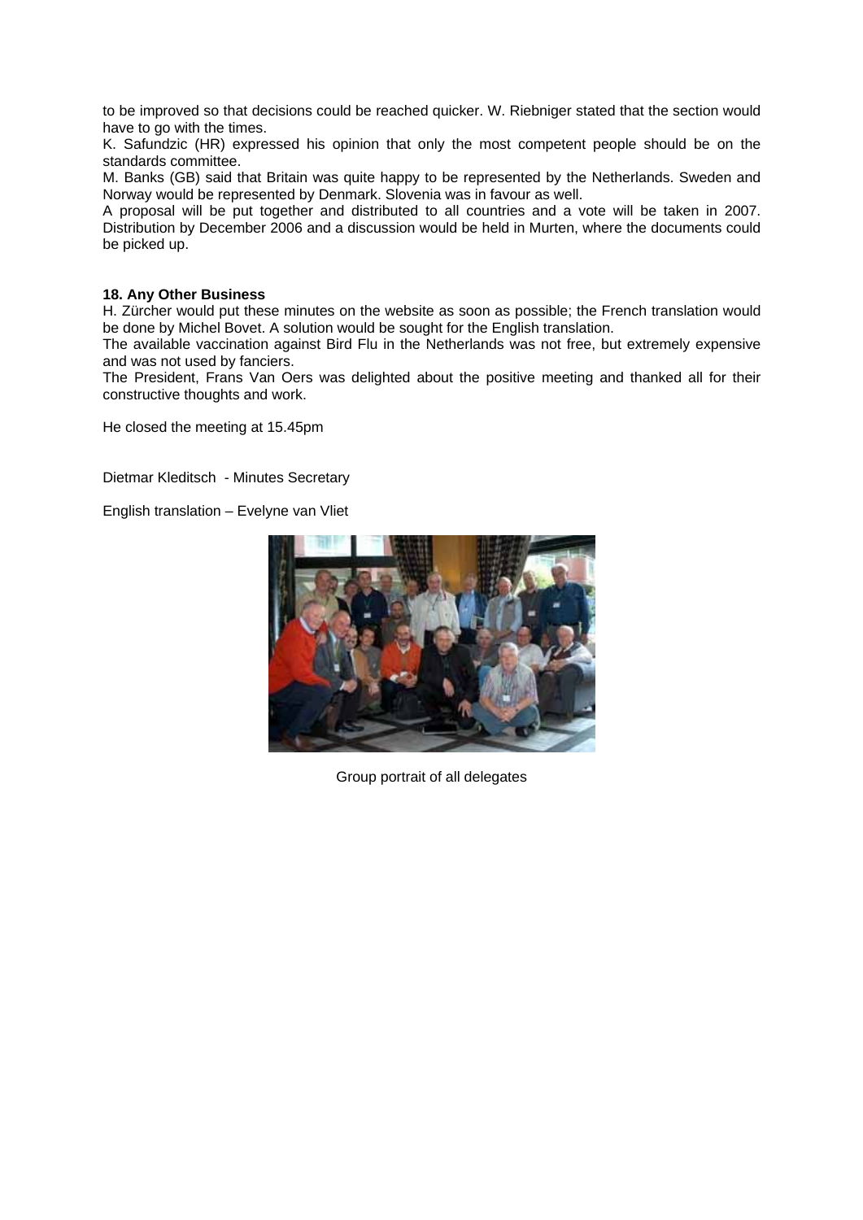to be improved so that decisions could be reached quicker. W. Riebniger stated that the section would have to go with the times.

K. Safundzic (HR) expressed his opinion that only the most competent people should be on the standards committee.

M. Banks (GB) said that Britain was quite happy to be represented by the Netherlands. Sweden and Norway would be represented by Denmark. Slovenia was in favour as well.

A proposal will be put together and distributed to all countries and a vote will be taken in 2007. Distribution by December 2006 and a discussion would be held in Murten, where the documents could be picked up.

**18. Any Other Business**

H. Zürcher would put these minutes on the website as soon as possible; the French translation would be done by Michel Bovet. A solution would be sought for the English translation.

The available vaccination against Bird Flu in the Netherlands was not free, but extremely expensive and was not used by fanciers.

The President, Frans Van Oers was delighted about the positive meeting and thanked all for their constructive thoughts and work.

He closed the meeting at 15.45pm

Dietmar Kleditsch - Minutes Secretary

English translation – Evelyne van Vliet

Group portrait of all delegates